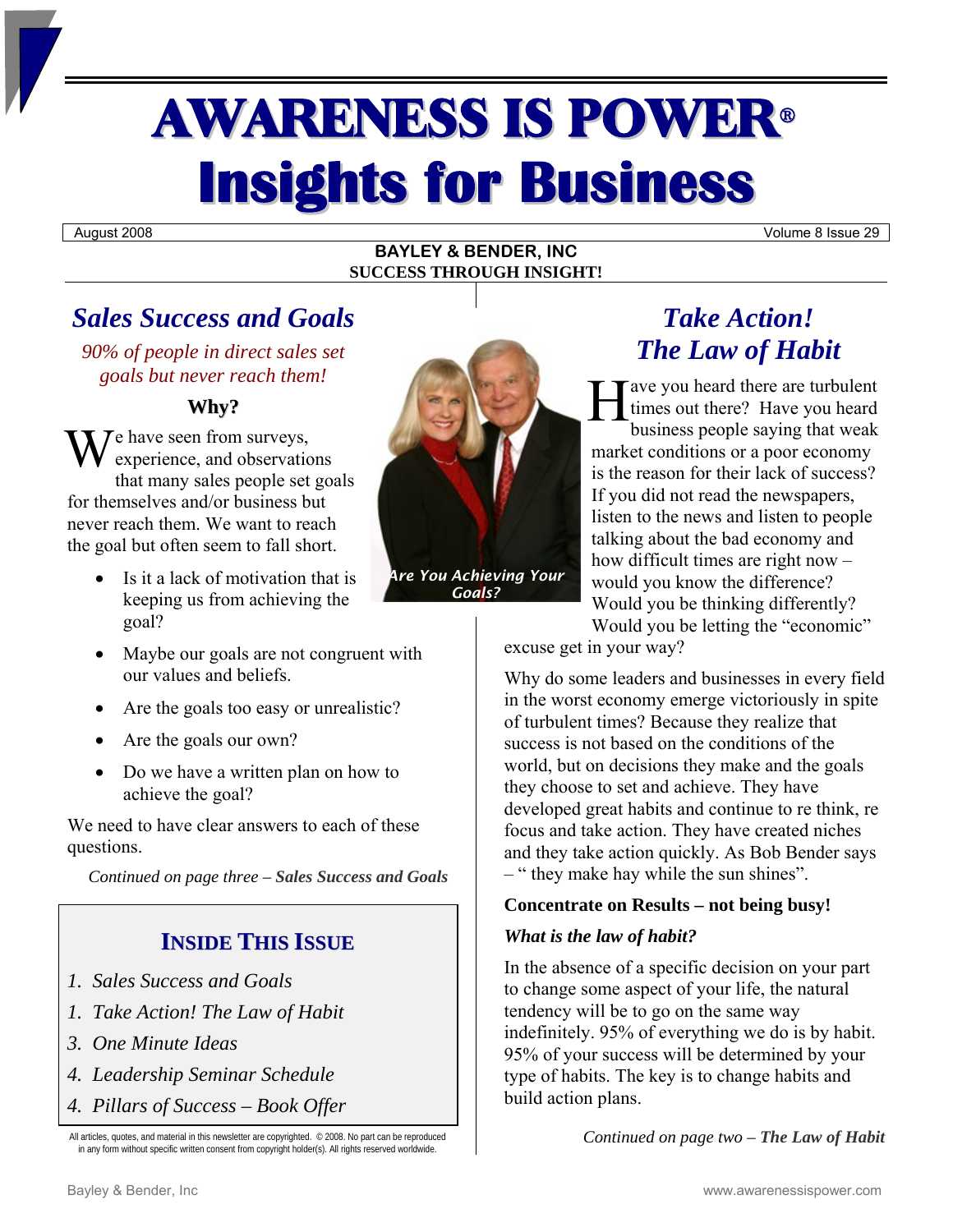# AWARENESS IS POWER®
# Insights for Business

August 2008 | Volume 8 Issue 29

**BAYLEY & BENDER, INC**
**SUCCESS THROUGH INSIGHT!**

## *Sales Success and Goals*

*90% of people in direct sales set goals but never reach them!*

### Why?

We have seen from surveys, experience, and observations that many sales people set goals for themselves and/or business but never reach them. We want to reach the goal but often seem to fall short.

- Is it a lack of motivation that is keeping us from achieving the goal?
- Maybe our goals are not congruent with our values and beliefs.
- Are the goals too easy or unrealistic?
- Are the goals our own?
- Do we have a written plan on how to achieve the goal?

We need to have clear answers to each of these questions.

*Continued on page three – **Sales Success and Goals***

*Are You Achieving Your Goals?*

## *Take Action! The Law of Habit*

Have you heard there are turbulent times out there? Have you heard business people saying that weak market conditions or a poor economy is the reason for their lack of success? If you did not read the newspapers, listen to the news and listen to people talking about the bad economy and how difficult times are right now – would you know the difference? Would you be thinking differently? Would you be letting the "economic" excuse get in your way?

Why do some leaders and businesses in every field in the worst economy emerge victoriously in spite of turbulent times? Because they realize that success is not based on the conditions of the world, but on decisions they make and the goals they choose to set and achieve. They have developed great habits and continue to re think, re focus and take action. They have created niches and they take action quickly. As Bob Bender says – " they make hay while the sun shines".

**Concentrate on Results – not being busy!**

***What is the law of habit?***

In the absence of a specific decision on your part to change some aspect of your life, the natural tendency will be to go on the same way indefinitely. 95% of everything we do is by habit. 95% of your success will be determined by your type of habits. The key is to change habits and build action plans.

*Continued on page two – **The Law of Habit***

### INSIDE THIS ISSUE

1. *Sales Success and Goals*
1. *Take Action! The Law of Habit*
3. *One Minute Ideas*
4. *Leadership Seminar Schedule*
4. *Pillars of Success – Book Offer*

All articles, quotes, and material in this newsletter are copyrighted. © 2008. No part can be reproduced in any form without specific written consent from copyright holder(s). All rights reserved worldwide.

Bayley & Bender, Inc    www.awarenessispower.com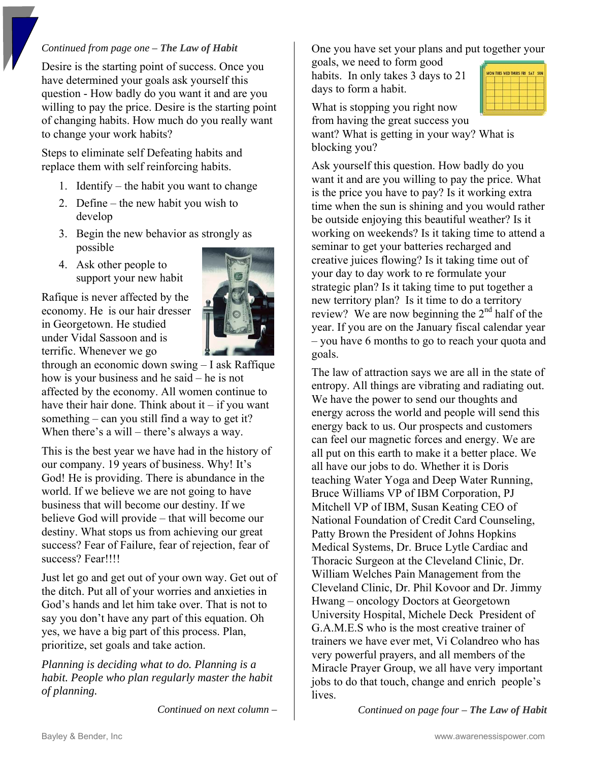*Continued from page one – **The Law of Habit***

Desire is the starting point of success. Once you have determined your goals ask yourself this question - How badly do you want it and are you willing to pay the price. Desire is the starting point of changing habits. How much do you really want to change your work habits?

Steps to eliminate self Defeating habits and replace them with self reinforcing habits.

1. Identify – the habit you want to change
2. Define – the new habit you wish to develop
3. Begin the new behavior as strongly as possible
4. Ask other people to support your new habit

Rafique is never affected by the economy. He is our hair dresser in Georgetown. He studied under Vidal Sassoon and is terrific. Whenever we go through an economic down swing – I ask Raffique how is your business and he said – he is not affected by the economy. All women continue to have their hair done. Think about it – if you want something – can you still find a way to get it? When there's a will – there's always a way.

This is the best year we have had in the history of our company. 19 years of business. Why! It's God! He is providing. There is abundance in the world. If we believe we are not going to have business that will become our destiny. If we believe God will provide – that will become our destiny. What stops us from achieving our great success? Fear of Failure, fear of rejection, fear of success? Fear!!!!

Just let go and get out of your own way. Get out of the ditch. Put all of your worries and anxieties in God's hands and let him take over. That is not to say you don't have any part of this equation. Oh yes, we have a big part of this process. Plan, prioritize, set goals and take action.

*Planning is deciding what to do. Planning is a habit. People who plan regularly master the habit of planning.*

*Continued on next column –*

One you have set your plans and put together your goals, we need to form good habits. In only takes 3 days to 21 days to form a habit.

What is stopping you right now from having the great success you want? What is getting in your way? What is blocking you?

Ask yourself this question. How badly do you want it and are you willing to pay the price. What is the price you have to pay? Is it working extra time when the sun is shining and you would rather be outside enjoying this beautiful weather? Is it working on weekends? Is it taking time to attend a seminar to get your batteries recharged and creative juices flowing? Is it taking time out of your day to day work to re formulate your strategic plan? Is it taking time to put together a new territory plan? Is it time to do a territory review? We are now beginning the 2nd half of the year. If you are on the January fiscal calendar year – you have 6 months to go to reach your quota and goals.

The law of attraction says we are all in the state of entropy. All things are vibrating and radiating out. We have the power to send our thoughts and energy across the world and people will send this energy back to us. Our prospects and customers can feel our magnetic forces and energy. We are all put on this earth to make it a better place. We all have our jobs to do. Whether it is Doris teaching Water Yoga and Deep Water Running, Bruce Williams VP of IBM Corporation, PJ Mitchell VP of IBM, Susan Keating CEO of National Foundation of Credit Card Counseling, Patty Brown the President of Johns Hopkins Medical Systems, Dr. Bruce Lytle Cardiac and Thoracic Surgeon at the Cleveland Clinic, Dr. William Welches Pain Management from the Cleveland Clinic, Dr. Phil Kovoor and Dr. Jimmy Hwang – oncology Doctors at Georgetown University Hospital, Michele Deck President of G.A.M.E.S who is the most creative trainer of trainers we have ever met, Vi Colandreo who has very powerful prayers, and all members of the Miracle Prayer Group, we all have very important jobs to do that touch, change and enrich people's lives.

*Continued on page four – **The Law of Habit***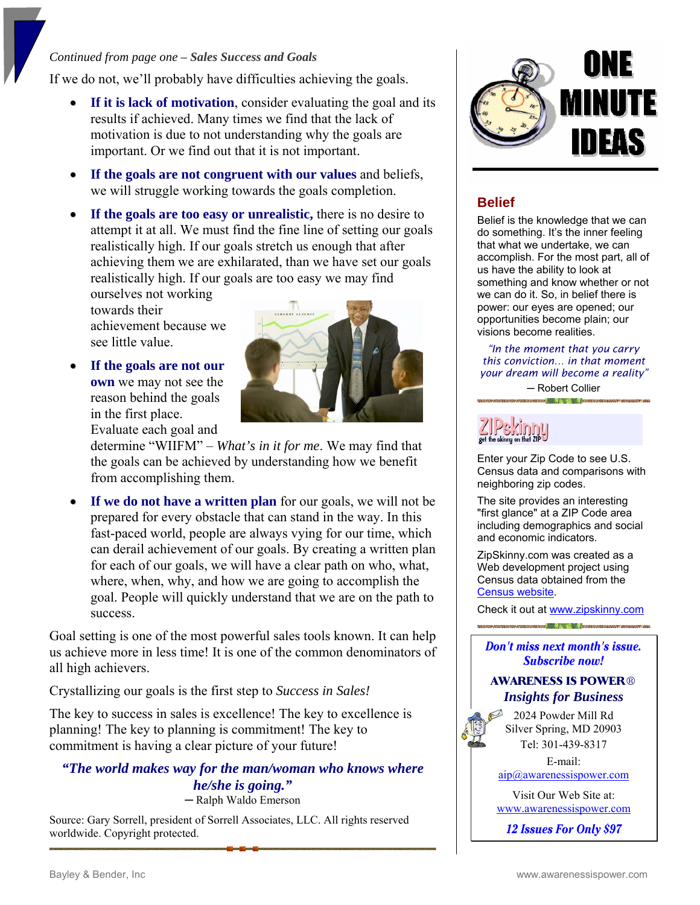*Continued from page one – **Sales Success and Goals***

If we do not, we'll probably have difficulties achieving the goals.

- **If it is lack of motivation**, consider evaluating the goal and its results if achieved. Many times we find that the lack of motivation is due to not understanding why the goals are important. Or we find out that it is not important.
- **If the goals are not congruent with our values** and beliefs, we will struggle working towards the goals completion.
- **If the goals are too easy or unrealistic,** there is no desire to attempt it at all. We must find the fine line of setting our goals realistically high. If our goals stretch us enough that after achieving them we are exhilarated, than we have set our goals realistically high. If our goals are too easy we may find ourselves not working towards their achievement because we see little value.
- **If the goals are not our own** we may not see the reason behind the goals in the first place. Evaluate each goal and determine "WIIFM" – *What's in it for me*. We may find that the goals can be achieved by understanding how we benefit from accomplishing them.
- **If we do not have a written plan** for our goals, we will not be prepared for every obstacle that can stand in the way. In this fast-paced world, people are always vying for our time, which can derail achievement of our goals. By creating a written plan for each of our goals, we will have a clear path on who, what, where, when, why, and how we are going to accomplish the goal. People will quickly understand that we are on the path to success.

Goal setting is one of the most powerful sales tools known. It can help us achieve more in less time! It is one of the common denominators of all high achievers.

Crystallizing our goals is the first step to *Success in Sales!*

The key to success in sales is excellence! The key to excellence is planning! The key to planning is commitment! The key to commitment is having a clear picture of your future!

***"The world makes way for the man/woman who knows where he/she is going."***
― Ralph Waldo Emerson

Source: Gary Sorrell, president of Sorrell Associates, LLC. All rights reserved worldwide. Copyright protected.

# ONE MINUTE IDEAS

## Belief

Belief is the knowledge that we can do something. It's the inner feeling that what we undertake, we can accomplish. For the most part, all of us have the ability to look at something and know whether or not we can do it. So, in belief there is power: our eyes are opened; our opportunities become plain; our visions become realities.

*"In the moment that you carry this conviction… in that moment your dream will become a reality"*
― Robert Collier

## ZIPskinny
get the skinny on that ZIP

Enter your Zip Code to see U.S. Census data and comparisons with neighboring zip codes.

The site provides an interesting "first glance" at a ZIP Code area including demographics and social and economic indicators.

ZipSkinny.com was created as a Web development project using Census data obtained from the Census website.

Check it out at www.zipskinny.com

***Don't miss next month's issue. Subscribe now!***

**AWARENESS IS POWER®**
***Insights for Business***

2024 Powder Mill Rd
Silver Spring, MD 20903
Tel: 301-439-8317

E-mail:
aip@awarenessispower.com

Visit Our Web Site at:
www.awarenessispower.com

***12 Issues For Only $97***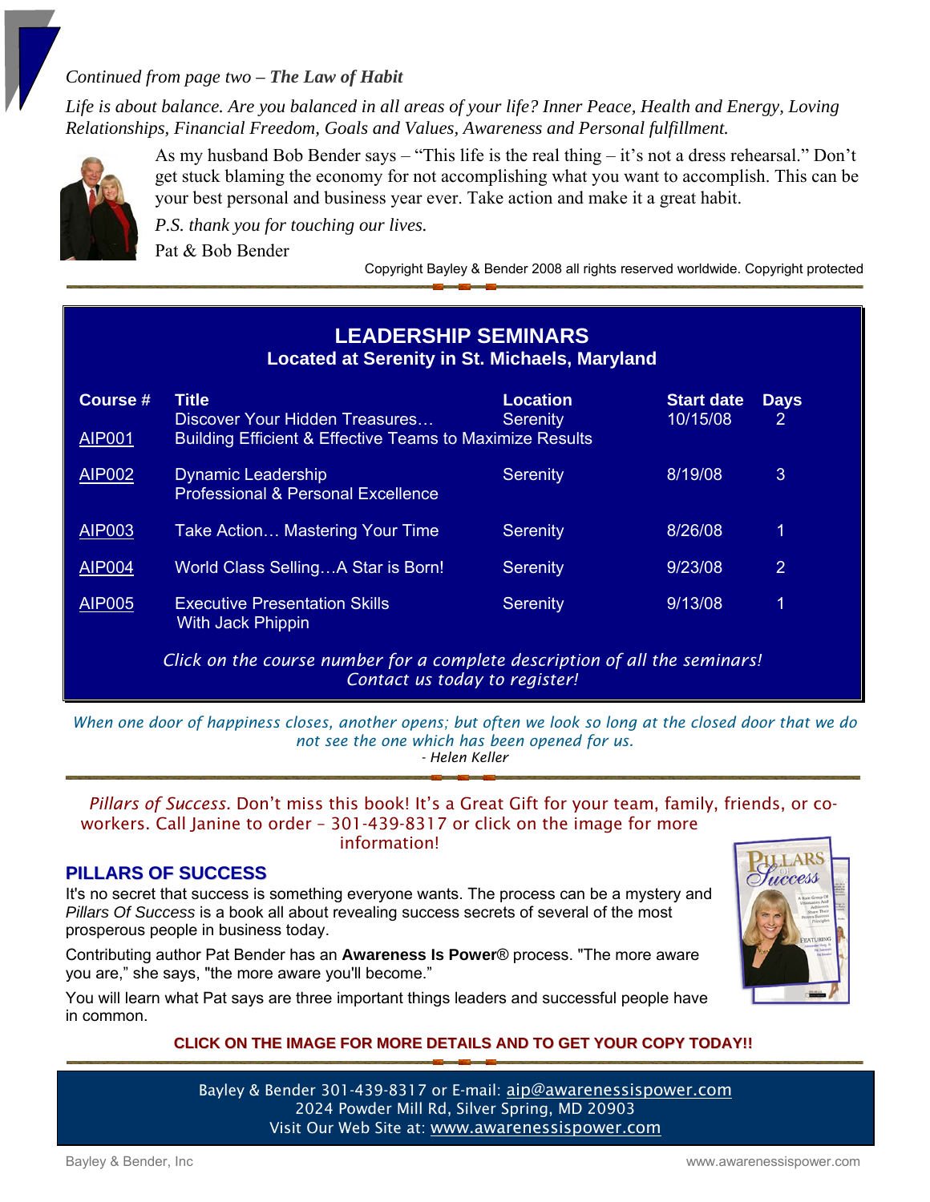*Continued from page two – **The Law of Habit***

*Life is about balance. Are you balanced in all areas of your life? Inner Peace, Health and Energy, Loving Relationships, Financial Freedom, Goals and Values, Awareness and Personal fulfillment.*

As my husband Bob Bender says – "This life is the real thing – it's not a dress rehearsal." Don't get stuck blaming the economy for not accomplishing what you want to accomplish. This can be your best personal and business year ever. Take action and make it a great habit.

*P.S. thank you for touching our lives.*

Pat & Bob Bender

Copyright Bayley & Bender 2008 all rights reserved worldwide. Copyright protected

## LEADERSHIP SEMINARS

**Located at Serenity in St. Michaels, Maryland**

| Course # | Title | Location | Start date | Days |
|---|---|---|---|---|
| AIP001 | Discover Your Hidden Treasures… Building Efficient & Effective Teams to Maximize Results | Serenity | 10/15/08 | 2 |
| AIP002 | Dynamic Leadership Professional & Personal Excellence | Serenity | 8/19/08 | 3 |
| AIP003 | Take Action… Mastering Your Time | Serenity | 8/26/08 | 1 |
| AIP004 | World Class Selling…A Star is Born! | Serenity | 9/23/08 | 2 |
| AIP005 | Executive Presentation Skills With Jack Phippin | Serenity | 9/13/08 | 1 |

*Click on the course number for a complete description of all the seminars!*
*Contact us today to register!*

*When one door of happiness closes, another opens; but often we look so long at the closed door that we do not see the one which has been opened for us.*
*- Helen Keller*

*Pillars of Success*. Don't miss this book! It's a Great Gift for your team, family, friends, or co-workers. Call Janine to order – 301-439-8317 or click on the image for more information!

## PILLARS OF SUCCESS

It's no secret that success is something everyone wants. The process can be a mystery and *Pillars Of Success* is a book all about revealing success secrets of several of the most prosperous people in business today.

Contributing author Pat Bender has an **Awareness Is Power**® process. "The more aware you are," she says, "the more aware you'll become."

You will learn what Pat says are three important things leaders and successful people have in common.

**CLICK ON THE IMAGE FOR MORE DETAILS AND TO GET YOUR COPY TODAY!!**

Bayley & Bender 301-439-8317 or E-mail: aip@awarenessispower.com
2024 Powder Mill Rd, Silver Spring, MD 20903
Visit Our Web Site at: www.awarenessispower.com